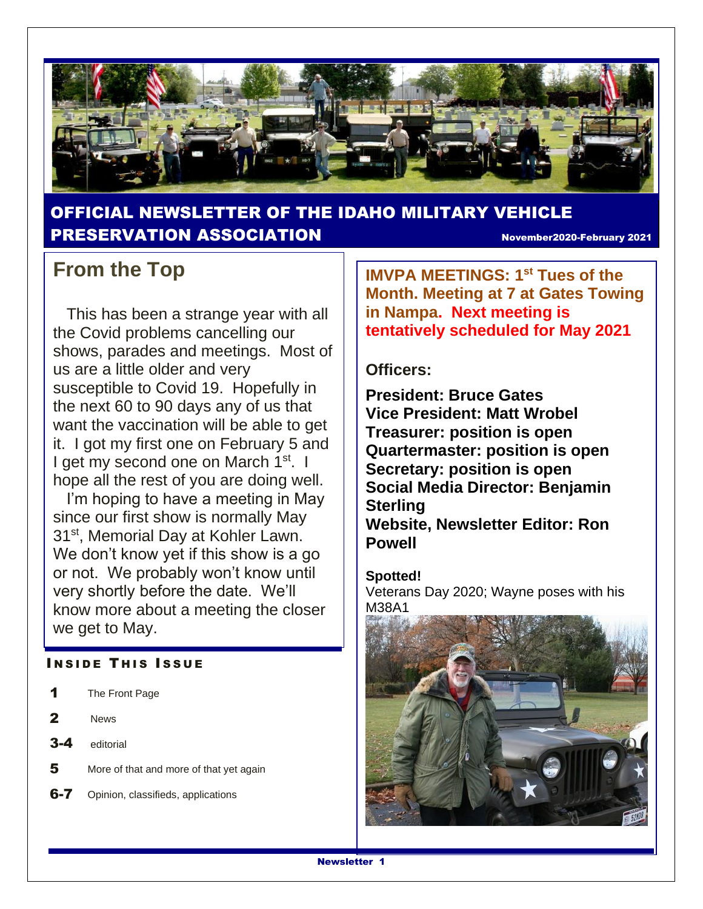# OFFICIAL NEWSLETTER OF THE IDAHO MILITARY VEHICLE PRESERVATION ASSOCIATION

November2020-February 2021

## From the Top

This has been a strange year with all the Covid problems cancelling our shows, parades and meetings. Most of us are a little older and very susceptible to Covid 19. Hopefully in the next 60 to 90 days any of us that want the vaccination will be able to get it. I got my first one on February 5 and I get my second one on March 1st. I hope all the rest of you are doing well.

I'm hoping to have a meeting in May since our first show is normally May 31st, Memorial Day at Kohler Lawn. We don't know yet if this show is a go or not. We probably won't know until very shortly before the date. We'll know more about a meeting the closer we get to May.

### INSIDE THIS ISSUE

| | |
|---|---|
| 1 | The Front Page |
| 2 | News |
| 3-4 | editorial |
| 5 | More of that and more of that yet again |
| 6-7 | Opinion, classifieds, applications |

**IMVPA MEETINGS: 1st Tues of the Month. Meeting at 7 at Gates Towing in Nampa. Next meeting is tentatively scheduled for May 2021**

### Officers:

**President: Bruce Gates**
**Vice President: Matt Wrobel**
**Treasurer: position is open**
**Quartermaster: position is open**
**Secretary: position is open**
**Social Media Director: Benjamin Sterling**
**Website, Newsletter Editor: Ron Powell**

**Spotted!**

Veterans Day 2020; Wayne poses with his M38A1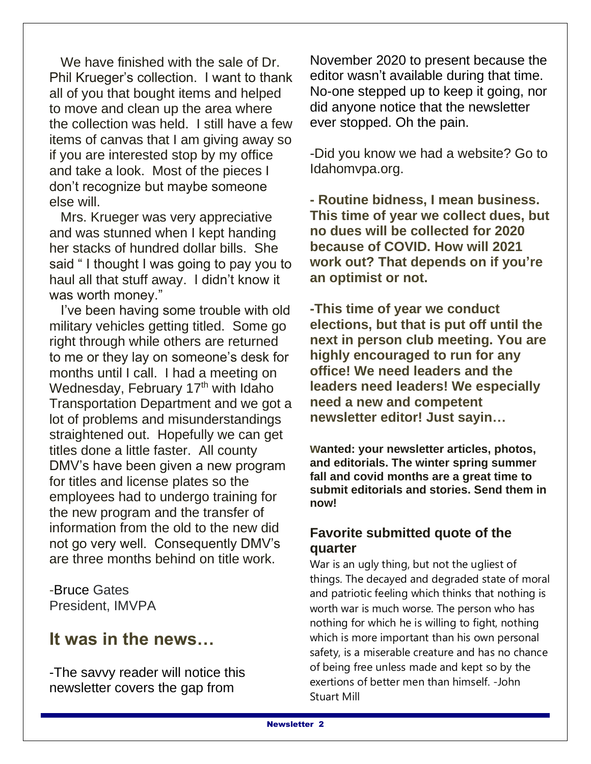We have finished with the sale of Dr. Phil Krueger's collection. I want to thank all of you that bought items and helped to move and clean up the area where the collection was held. I still have a few items of canvas that I am giving away so if you are interested stop by my office and take a look. Most of the pieces I don't recognize but maybe someone else will.

Mrs. Krueger was very appreciative and was stunned when I kept handing her stacks of hundred dollar bills. She said " I thought I was going to pay you to haul all that stuff away. I didn't know it was worth money."

I've been having some trouble with old military vehicles getting titled. Some go right through while others are returned to me or they lay on someone's desk for months until I call. I had a meeting on Wednesday, February 17th with Idaho Transportation Department and we got a lot of problems and misunderstandings straightened out. Hopefully we can get titles done a little faster. All county DMV's have been given a new program for titles and license plates so the employees had to undergo training for the new program and the transfer of information from the old to the new did not go very well. Consequently DMV's are three months behind on title work.

-Bruce Gates
President, IMVPA

## It was in the news…

-The savvy reader will notice this newsletter covers the gap from November 2020 to present because the editor wasn't available during that time. No-one stepped up to keep it going, nor did anyone notice that the newsletter ever stopped. Oh the pain.

-Did you know we had a website? Go to Idahomvpa.org.

**- Routine bidness, I mean business. This time of year we collect dues, but no dues will be collected for 2020 because of COVID. How will 2021 work out? That depends on if you're an optimist or not.**

**-This time of year we conduct elections, but that is put off until the next in person club meeting. You are highly encouraged to run for any office! We need leaders and the leaders need leaders! We especially need a new and competent newsletter editor! Just sayin…**

**Wanted: your newsletter articles, photos, and editorials. The winter spring summer fall and covid months are a great time to submit editorials and stories. Send them in now!**

### Favorite submitted quote of the quarter

War is an ugly thing, but not the ugliest of things. The decayed and degraded state of moral and patriotic feeling which thinks that nothing is worth war is much worse. The person who has nothing for which he is willing to fight, nothing which is more important than his own personal safety, is a miserable creature and has no chance of being free unless made and kept so by the exertions of better men than himself. -John Stuart Mill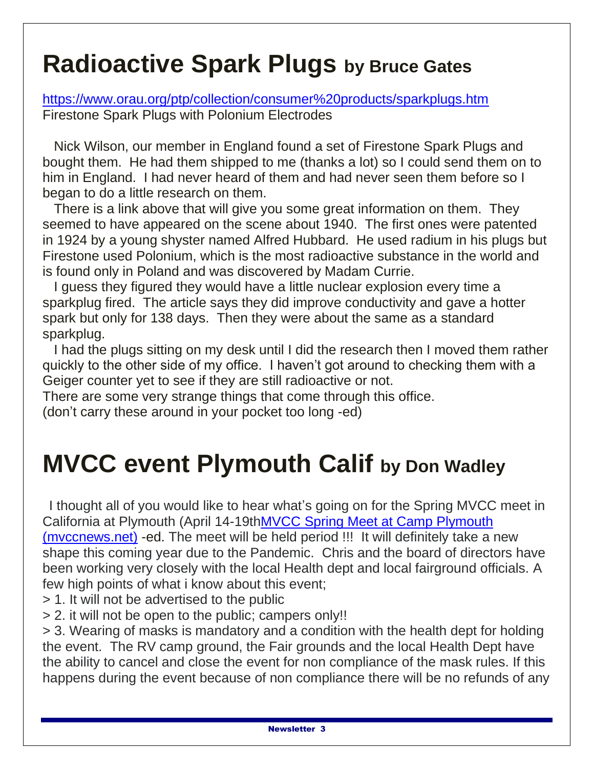# Radioactive Spark Plugs by Bruce Gates

https://www.orau.org/ptp/collection/consumer%20products/sparkplugs.htm
Firestone Spark Plugs with Polonium Electrodes

Nick Wilson, our member in England found a set of Firestone Spark Plugs and bought them. He had them shipped to me (thanks a lot) so I could send them on to him in England. I had never heard of them and had never seen them before so I began to do a little research on them.

There is a link above that will give you some great information on them. They seemed to have appeared on the scene about 1940. The first ones were patented in 1924 by a young shyster named Alfred Hubbard. He used radium in his plugs but Firestone used Polonium, which is the most radioactive substance in the world and is found only in Poland and was discovered by Madam Currie.

I guess they figured they would have a little nuclear explosion every time a sparkplug fired. The article says they did improve conductivity and gave a hotter spark but only for 138 days. Then they were about the same as a standard sparkplug.

I had the plugs sitting on my desk until I did the research then I moved them rather quickly to the other side of my office. I haven't got around to checking them with a Geiger counter yet to see if they are still radioactive or not.

There are some very strange things that come through this office.

(don't carry these around in your pocket too long -ed)

# MVCC event Plymouth Calif by Don Wadley

I thought all of you would like to hear what's going on for the Spring MVCC meet in California at Plymouth (April 14-19th[MVCC Spring Meet at Camp Plymouth (mvccnews.net)] -ed. The meet will be held period !!! It will definitely take a new shape this coming year due to the Pandemic. Chris and the board of directors have been working very closely with the local Health dept and local fairground officials. A few high points of what i know about this event;

> 1. It will not be advertised to the public

> 2. it will not be open to the public; campers only!!

> 3. Wearing of masks is mandatory and a condition with the health dept for holding the event. The RV camp ground, the Fair grounds and the local Health Dept have the ability to cancel and close the event for non compliance of the mask rules. If this happens during the event because of non compliance there will be no refunds of any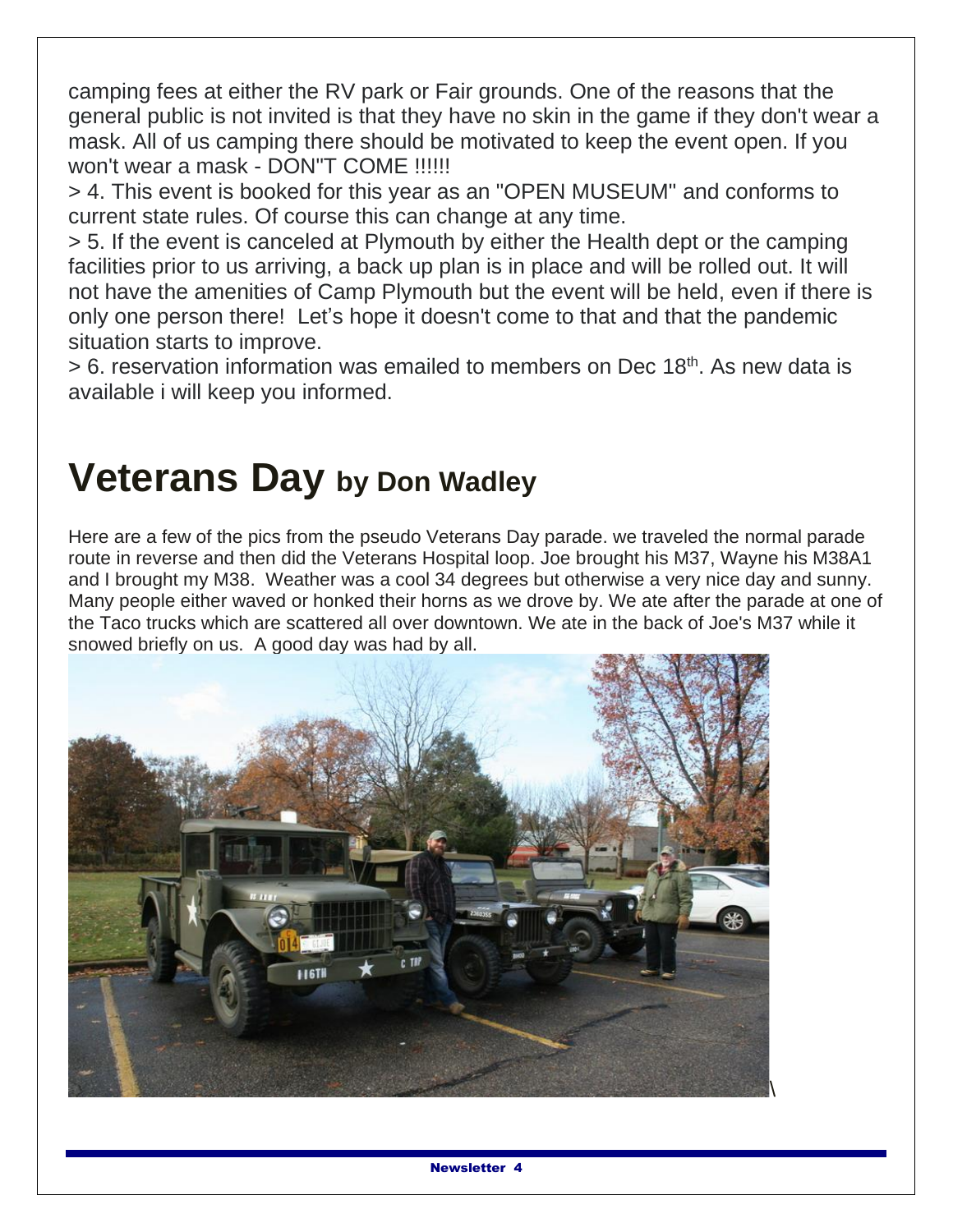camping fees at either the RV park or Fair grounds. One of the reasons that the general public is not invited is that they have no skin in the game if they don't wear a mask. All of us camping there should be motivated to keep the event open. If you won't wear a mask - DON"T COME !!!!!!

> 4. This event is booked for this year as an "OPEN MUSEUM" and conforms to current state rules. Of course this can change at any time.

> 5. If the event is canceled at Plymouth by either the Health dept or the camping facilities prior to us arriving, a back up plan is in place and will be rolled out. It will not have the amenities of Camp Plymouth but the event will be held, even if there is only one person there! Let's hope it doesn't come to that and that the pandemic situation starts to improve.

> 6. reservation information was emailed to members on Dec 18th. As new data is available i will keep you informed.

# Veterans Day by Don Wadley

Here are a few of the pics from the pseudo Veterans Day parade. we traveled the normal parade route in reverse and then did the Veterans Hospital loop. Joe brought his M37, Wayne his M38A1 and I brought my M38. Weather was a cool 34 degrees but otherwise a very nice day and sunny. Many people either waved or honked their horns as we drove by. We ate after the parade at one of the Taco trucks which are scattered all over downtown. We ate in the back of Joe's M37 while it snowed briefly on us. A good day was had by all.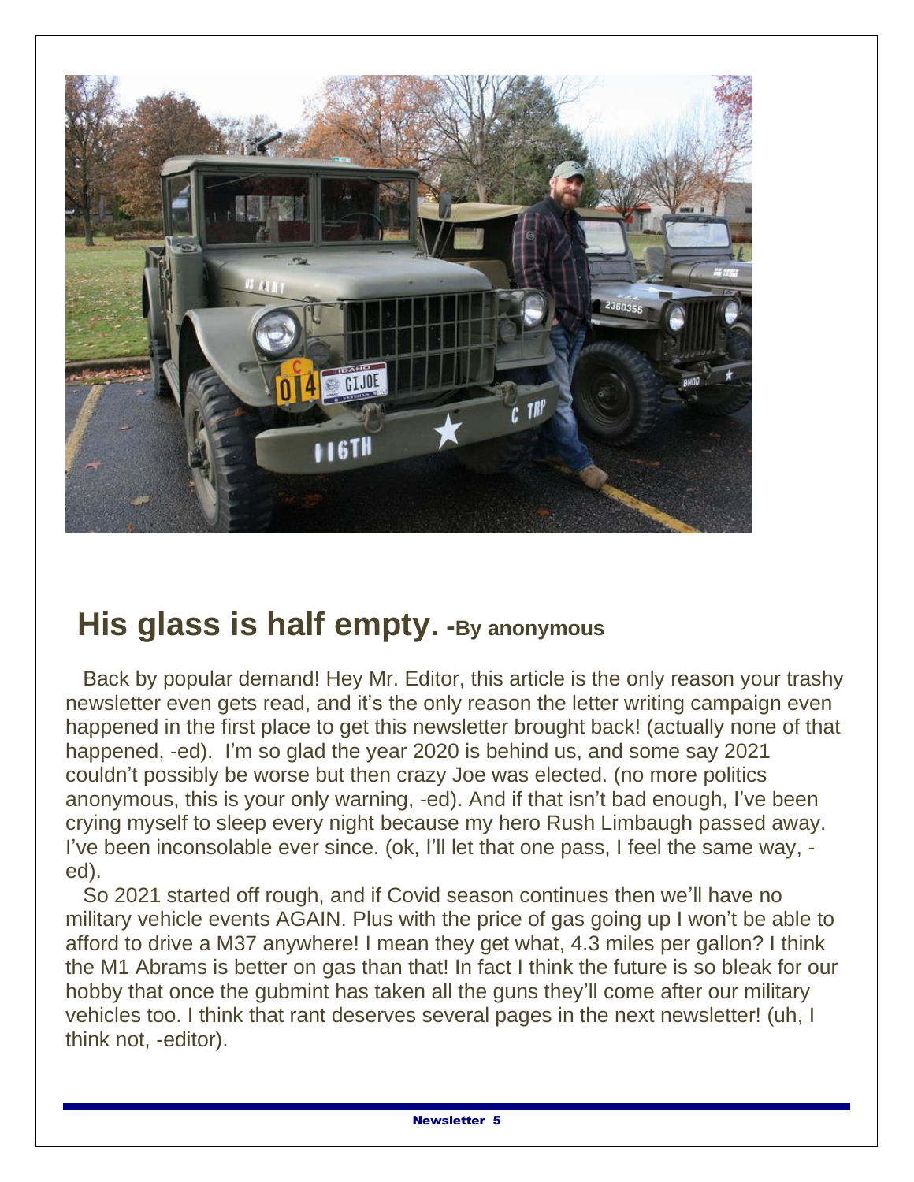## His glass is half empty. -By anonymous

Back by popular demand! Hey Mr. Editor, this article is the only reason your trashy newsletter even gets read, and it's the only reason the letter writing campaign even happened in the first place to get this newsletter brought back! (actually none of that happened, -ed). I'm so glad the year 2020 is behind us, and some say 2021 couldn't possibly be worse but then crazy Joe was elected. (no more politics anonymous, this is your only warning, -ed). And if that isn't bad enough, I've been crying myself to sleep every night because my hero Rush Limbaugh passed away. I've been inconsolable ever since. (ok, I'll let that one pass, I feel the same way, -ed).

So 2021 started off rough, and if Covid season continues then we'll have no military vehicle events AGAIN. Plus with the price of gas going up I won't be able to afford to drive a M37 anywhere! I mean they get what, 4.3 miles per gallon? I think the M1 Abrams is better on gas than that! In fact I think the future is so bleak for our hobby that once the gubmint has taken all the guns they'll come after our military vehicles too. I think that rant deserves several pages in the next newsletter! (uh, I think not, -editor).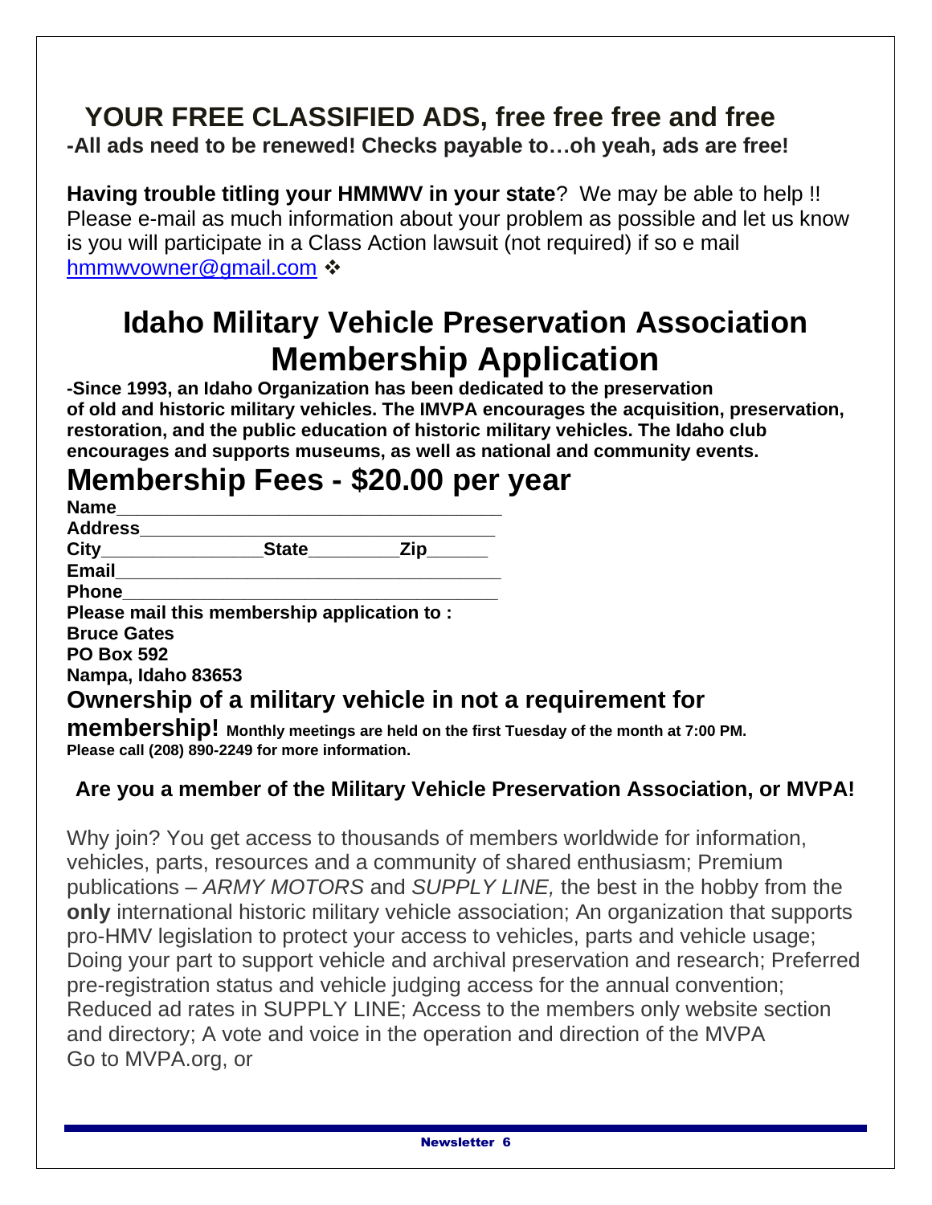# YOUR FREE CLASSIFIED ADS, free free free and free

**-All ads need to be renewed! Checks payable to…oh yeah, ads are free!**

**Having trouble titling your HMMWV in your state**? We may be able to help !! Please e-mail as much information about your problem as possible and let us know is you will participate in a Class Action lawsuit (not required) if so e mail hmmwvowner@gmail.com ❖

# Idaho Military Vehicle Preservation Association Membership Application

**-Since 1993, an Idaho Organization has been dedicated to the preservation of old and historic military vehicles. The IMVPA encourages the acquisition, preservation, restoration, and the public education of historic military vehicles. The Idaho club encourages and supports museums, as well as national and community events.**

## Membership Fees - $20.00 per year

**Name**______________________________________

**Address**____________________________________

**City**_______________**State**_________**Zip**______

**Email**______________________________________

**Phone**______________________________________

**Please mail this membership application to :**
**Bruce Gates**
**PO Box 592**
**Nampa, Idaho 83653**

**Ownership of a military vehicle in not a requirement for membership!** **Monthly meetings are held on the first Tuesday of the month at 7:00 PM. Please call (208) 890-2249 for more information.**

### Are you a member of the Military Vehicle Preservation Association, or MVPA!

Why join? You get access to thousands of members worldwide for information, vehicles, parts, resources and a community of shared enthusiasm; Premium publications – *ARMY MOTORS* and *SUPPLY LINE,* the best in the hobby from the **only** international historic military vehicle association; An organization that supports pro-HMV legislation to protect your access to vehicles, parts and vehicle usage; Doing your part to support vehicle and archival preservation and research; Preferred pre-registration status and vehicle judging access for the annual convention; Reduced ad rates in SUPPLY LINE; Access to the members only website section and directory; A vote and voice in the operation and direction of the MVPA
Go to MVPA.org, or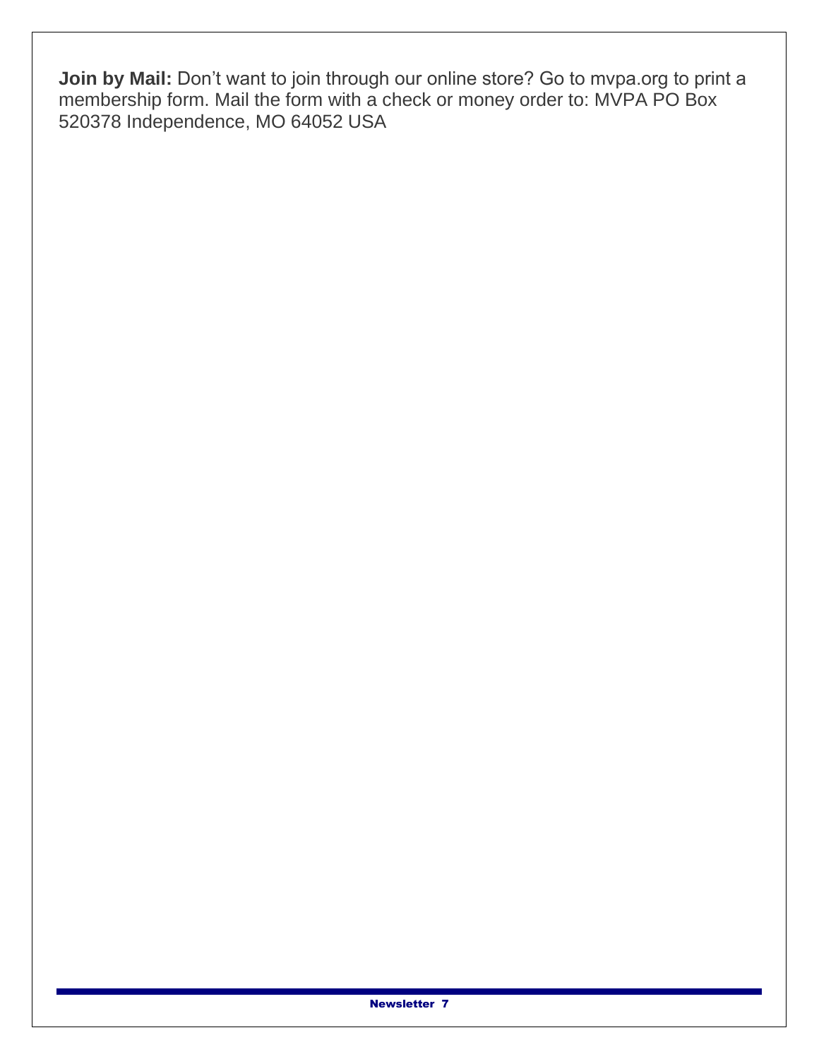**Join by Mail:** Don't want to join through our online store? Go to mvpa.org to print a membership form. Mail the form with a check or money order to: MVPA PO Box 520378 Independence, MO 64052 USA